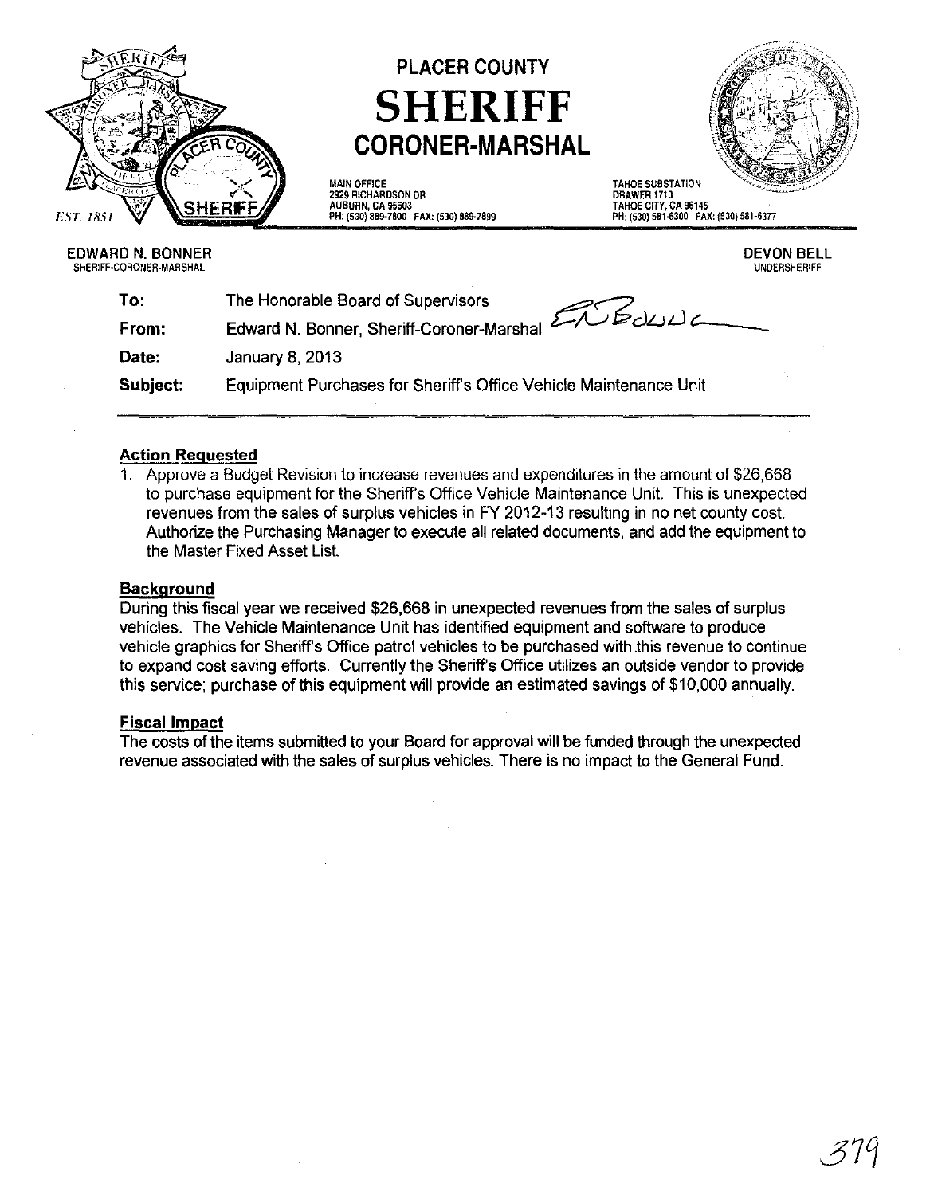# PLACER COUNTY
# SHERIFF
## CORONER-MARSHAL

EST. 1851

MAIN OFFICE
2929 RICHARDSON DR.
AUBURN, CA 95603
PH: (530) 889-7800 FAX: (530) 889-7899

TAHOE SUBSTATION
DRAWER 1710
TAHOE CITY, CA 96145
PH: (530) 581-6300 FAX: (530) 581-6377

**EDWARD N. BONNER**
SHERIFF-CORONER-MARSHAL

**DEVON BELL**
UNDERSHERIFF

| | |
|---|---|
| **To:** | The Honorable Board of Supervisors |
| **From:** | Edward N. Bonner, Sheriff-Coroner-Marshal |
| **Date:** | January 8, 2013 |
| **Subject:** | Equipment Purchases for Sheriff's Office Vehicle Maintenance Unit |

### Action Requested

1. Approve a Budget Revision to increase revenues and expenditures in the amount of $26,668 to purchase equipment for the Sheriff's Office Vehicle Maintenance Unit. This is unexpected revenues from the sales of surplus vehicles in FY 2012-13 resulting in no net county cost. Authorize the Purchasing Manager to execute all related documents, and add the equipment to the Master Fixed Asset List.

### Background

During this fiscal year we received $26,668 in unexpected revenues from the sales of surplus vehicles. The Vehicle Maintenance Unit has identified equipment and software to produce vehicle graphics for Sheriff's Office patrol vehicles to be purchased with this revenue to continue to expand cost saving efforts. Currently the Sheriff's Office utilizes an outside vendor to provide this service; purchase of this equipment will provide an estimated savings of $10,000 annually.

### Fiscal Impact

The costs of the items submitted to your Board for approval will be funded through the unexpected revenue associated with the sales of surplus vehicles. There is no impact to the General Fund.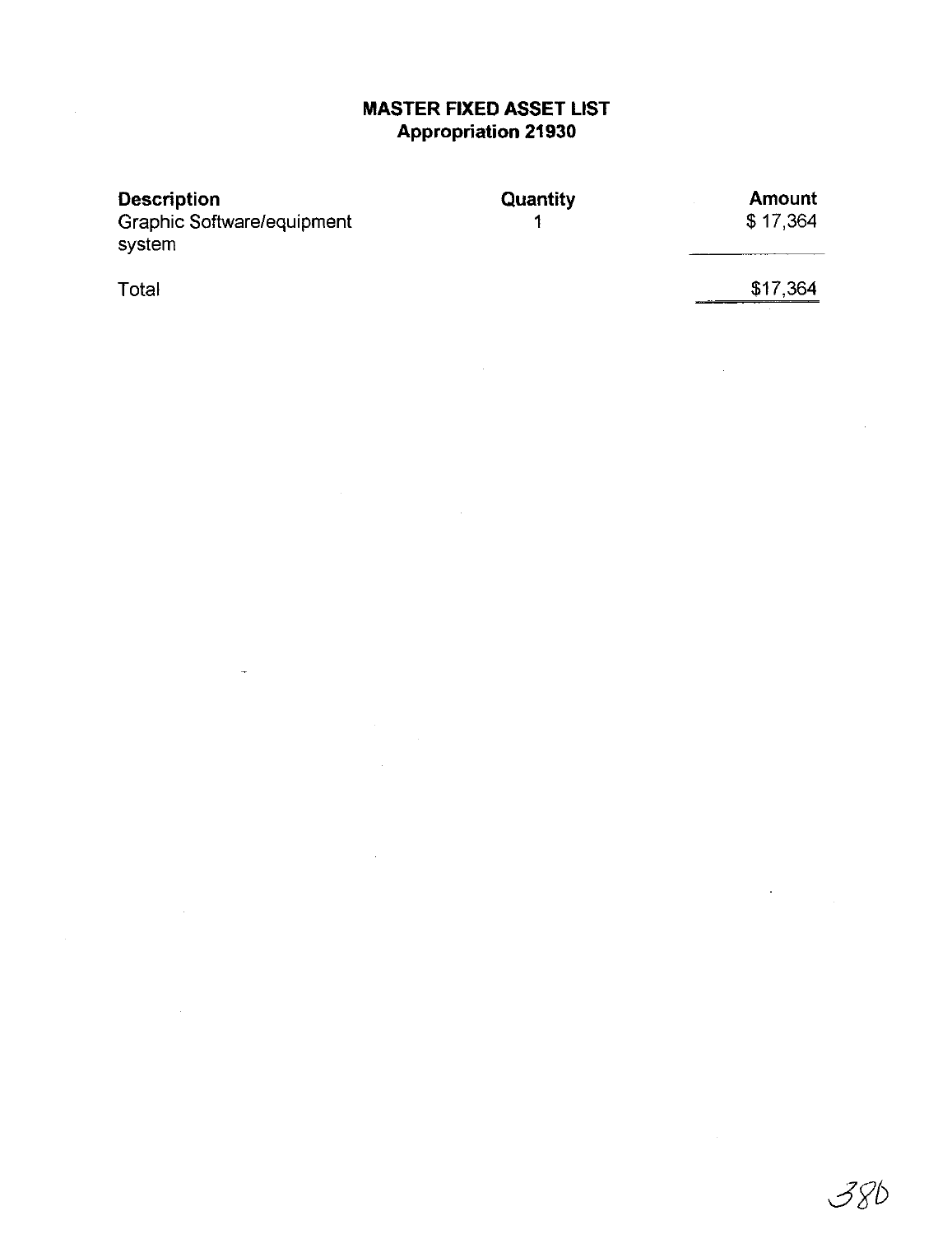# MASTER FIXED ASSET LIST
## Appropriation 21930

| Description | Quantity | Amount |
| --- | --- | --- |
| Graphic Software/equipment system | 1 | $ 17,364 |
| Total | | $17,364 |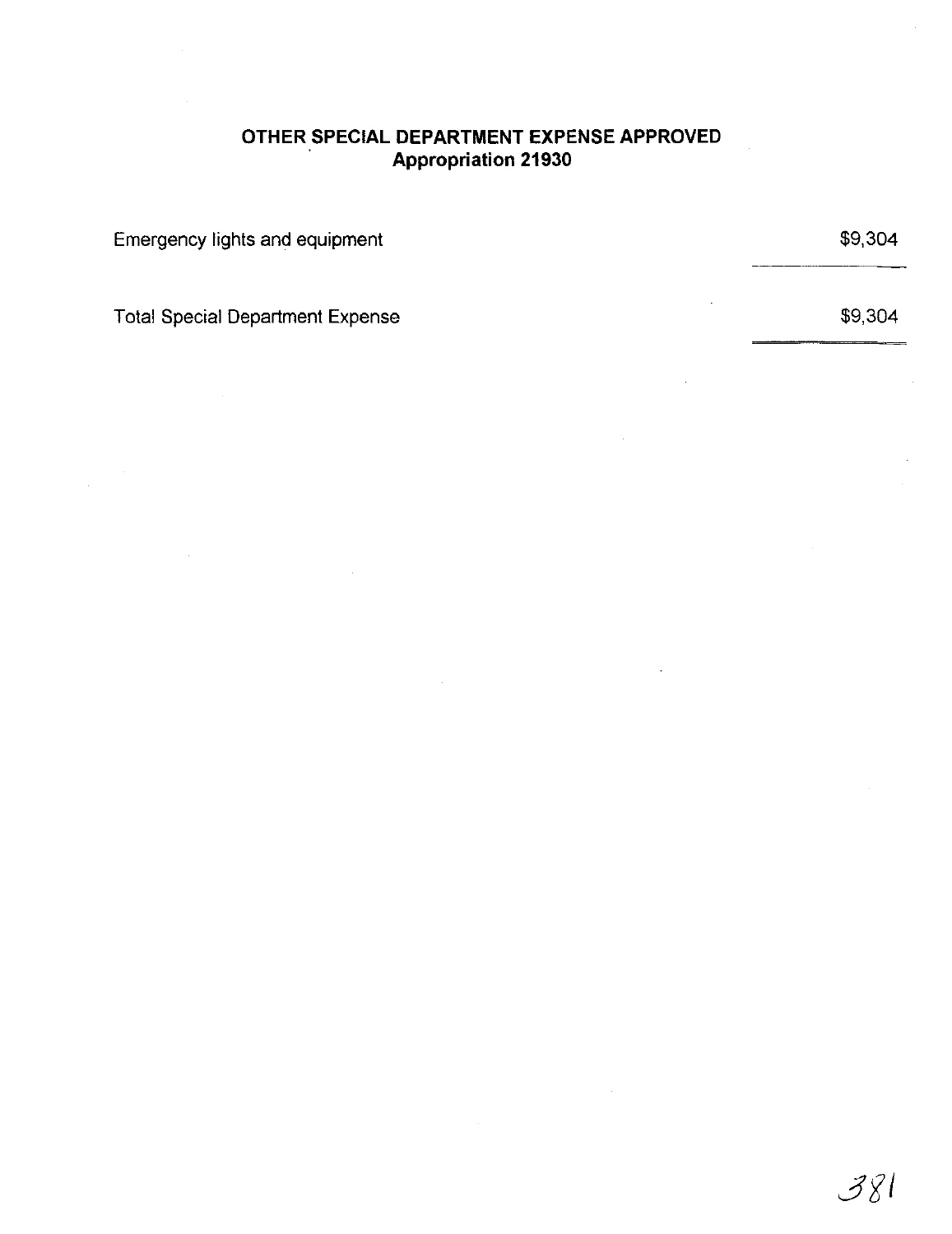## OTHER SPECIAL DEPARTMENT EXPENSE APPROVED
### Appropriation 21930

| | |
|---|---|
| Emergency lights and equipment | $9,304 |
| Total Special Department Expense | $9,304 |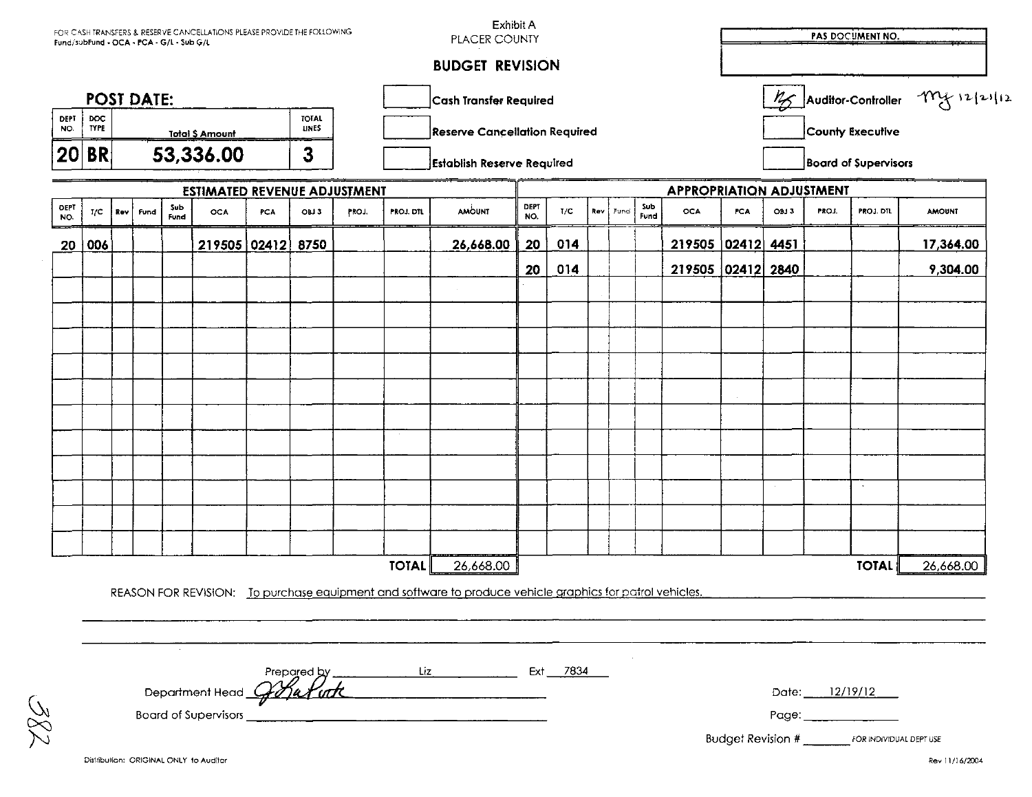FOR CASH TRANSFERS & RESERVE CANCELLATIONS PLEASE PROVIDE THE FOLLOWING
Fund/subFund - OCA - PCA - G/L - Sub G/L

Exhibit A
PLACER COUNTY

# BUDGET REVISION

**PAS DOCUMENT NO.**

**POST DATE:**

| DEPT NO. | DOC TYPE | Total $ Amount | TOTAL LINES |
|---|---|---|---|
| 20 | BR | 53,336.00 | 3 |

☐ Cash Transfer Required
☐ Reserve Cancellation Required
☐ Establish Reserve Required

☑ Auditor-Controller MJ 12/21/12
☐ County Executive
☐ Board of Supervisors

**ESTIMATED REVENUE ADJUSTMENT**

| DEPT NO. | T/C | Rev | Fund | Sub Fund | OCA | PCA | OBJ 3 | PROJ. | PROJ. DTL | AMOUNT |
|---|---|---|---|---|---|---|---|---|---|---|
| 20 | 006 | | | | 219505 | 02412 | 8750 | | | 26,668.00 |
| | | | | | | | | | TOTAL | 26,668.00 |

**APPROPRIATION ADJUSTMENT**

| DEPT NO. | T/C | Rev | Fund | Sub Fund | OCA | PCA | OBJ 3 | PROJ. | PROJ. DTL | AMOUNT |
|---|---|---|---|---|---|---|---|---|---|---|
| 20 | 014 | | | | 219505 | 02412 | 4451 | | | 17,364.00 |
| 20 | 014 | | | | 219505 | 02412 | 2840 | | | 9,304.00 |
| | | | | | | | | | TOTAL | 26,668.00 |

REASON FOR REVISION: To purchase equipment and software to produce vehicle graphics for patrol vehicles.

Prepared by Liz Ext 7834

Department Head *(signature)*

Board of Supervisors ______________________

Date: 12/19/12

Page: ______

Budget Revision # ______ FOR INDIVIDUAL DEPT USE

Distribution: ORIGINAL ONLY to Auditor

Rev 11/16/2004